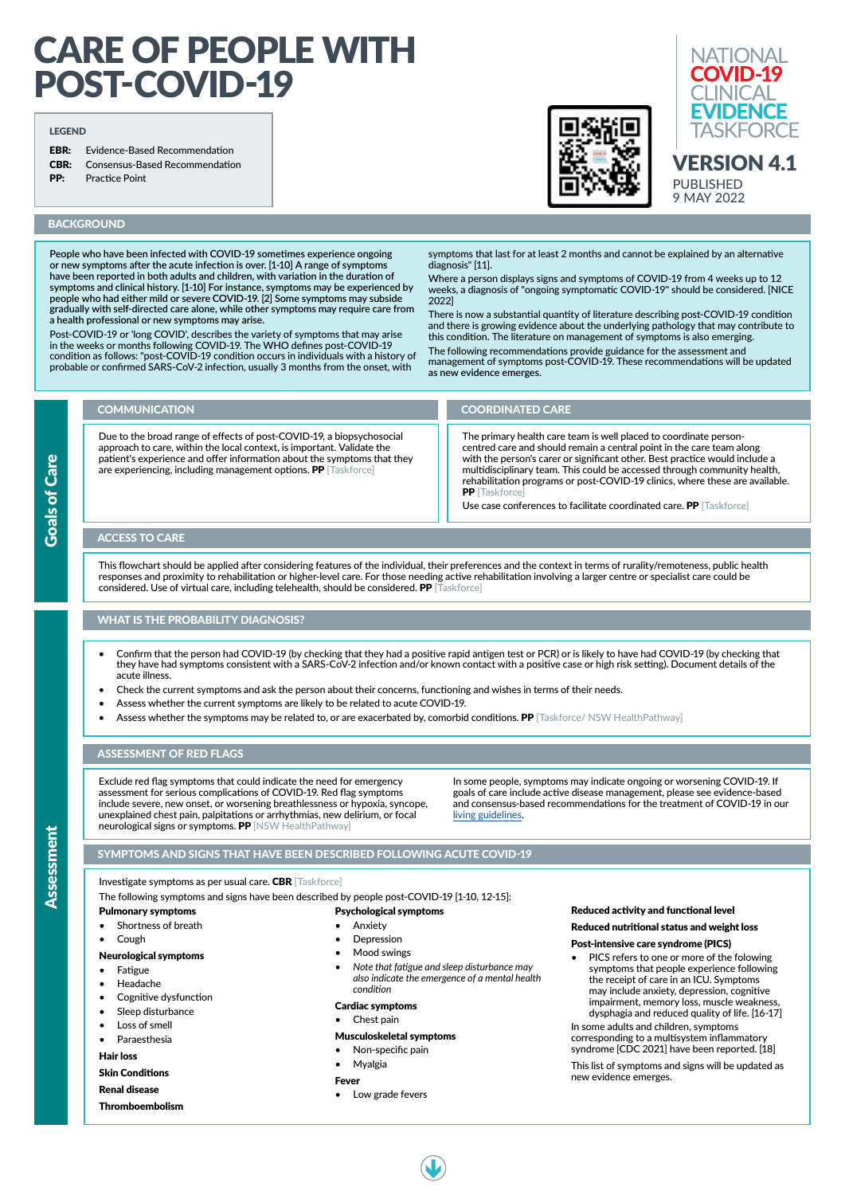# CARE OF PEOPLE WITH POST-COVID-19

NATIONAL COVID-19 CLINICAL EVIDENCE TASKFORCE

**VERSION 4.1**

PUBLISHED 9 MAY 2022

**LEGEND**

**EBR:** Evidence-Based Recommendation
**CBR:** Consensus-Based Recommendation
**PP:** Practice Point

## BACKGROUND

People who have been infected with COVID-19 sometimes experience ongoing or new symptoms after the acute infection is over. [1-10] A range of symptoms have been reported in both adults and children, with variation in the duration of symptoms and clinical history. [1-10] For instance, symptoms may be experienced by people who had either mild or severe COVID-19. [2] Some symptoms may subside gradually with self-directed care alone, while other symptoms may require care from a health professional or new symptoms may arise.

Post-COVID-19 or 'long COVID', describes the variety of symptoms that may arise in the weeks or months following COVID-19. The WHO defines post-COVID-19 condition as follows: "post-COVID-19 condition occurs in individuals with a history of probable or confirmed SARS-CoV-2 infection, usually 3 months from the onset, with symptoms that last for at least 2 months and cannot be explained by an alternative diagnosis" [11].

Where a person displays signs and symptoms of COVID-19 from 4 weeks up to 12 weeks, a diagnosis of "ongoing symptomatic COVID-19" should be considered. [NICE 2022]

There is now a substantial quantity of literature describing post-COVID-19 condition and there is growing evidence about the underlying pathology that may contribute to this condition. The literature on management of symptoms is also emerging.

The following recommendations provide guidance for the assessment and management of symptoms post-COVID-19. These recommendations will be updated as new evidence emerges.

## Goals of Care

### COMMUNICATION

Due to the broad range of effects of post-COVID-19, a biopsychosocial approach to care, within the local context, is important. Validate the patient's experience and offer information about the symptoms that they are experiencing, including management options. **PP** [Taskforce]

### COORDINATED CARE

The primary health care team is well placed to coordinate person-centred care and should remain a central point in the care team along with the person's carer or significant other. Best practice would include a multidisciplinary team. This could be accessed through community health, rehabilitation programs or post-COVID-19 clinics, where these are available. **PP** [Taskforce]

Use case conferences to facilitate coordinated care. **PP** [Taskforce]

### ACCESS TO CARE

This flowchart should be applied after considering features of the individual, their preferences and the context in terms of rurality/remoteness, public health responses and proximity to rehabilitation or higher-level care. For those needing active rehabilitation involving a larger centre or specialist care could be considered. Use of virtual care, including telehealth, should be considered. **PP** [Taskforce]

## Assessment

### WHAT IS THE PROBABILITY DIAGNOSIS?

- Confirm that the person had COVID-19 (by checking that they had a positive rapid antigen test or PCR) or is likely to have had COVID-19 (by checking that they have had symptoms consistent with a SARS-CoV-2 infection and/or known contact with a positive case or high risk setting). Document details of the acute illness.
- Check the current symptoms and ask the person about their concerns, functioning and wishes in terms of their needs.
- Assess whether the current symptoms are likely to be related to acute COVID-19.
- Assess whether the symptoms may be related to, or are exacerbated by, comorbid conditions. **PP** [Taskforce/ NSW HealthPathway]

### ASSESSMENT OF RED FLAGS

Exclude red flag symptoms that could indicate the need for emergency assessment for serious complications of COVID-19. Red flag symptoms include severe, new onset, or worsening breathlessness or hypoxia, syncope, unexplained chest pain, palpitations or arrhythmias, new delirium, or focal neurological signs or symptoms. **PP** [NSW HealthPathway]

In some people, symptoms may indicate ongoing or worsening COVID-19. If goals of care include active disease management, please see evidence-based and consensus-based recommendations for the treatment of COVID-19 in our living guidelines.

### SYMPTOMS AND SIGNS THAT HAVE BEEN DESCRIBED FOLLOWING ACUTE COVID-19

Investigate symptoms as per usual care. **CBR** [Taskforce]

The following symptoms and signs have been described by people post-COVID-19 [1-10, 12-15]:

**Pulmonary symptoms**
- Shortness of breath
- Cough

**Neurological symptoms**
- Fatigue
- Headache
- Cognitive dysfunction
- Sleep disturbance
- Loss of smell
- Paraesthesia

**Hair loss**

**Skin Conditions**

**Renal disease**

**Thromboembolism**

**Psychological symptoms**
- Anxiety
- Depression
- Mood swings
- *Note that fatigue and sleep disturbance may also indicate the emergence of a mental health condition*

**Cardiac symptoms**
- Chest pain

**Musculoskeletal symptoms**
- Non-specific pain
- Myalgia

**Fever**
- Low grade fevers

**Reduced activity and functional level**

**Reduced nutritional status and weight loss**

**Post-intensive care syndrome (PICS)**
- PICS refers to one or more of the following symptoms that people experience following the receipt of care in an ICU. Symptoms may include anxiety, depression, cognitive impairment, memory loss, muscle weakness, dysphagia and reduced quality of life. [16-17]

In some adults and children, symptoms corresponding to a multisystem inflammatory syndrome [CDC 2021] have been reported. [18]

This list of symptoms and signs will be updated as new evidence emerges.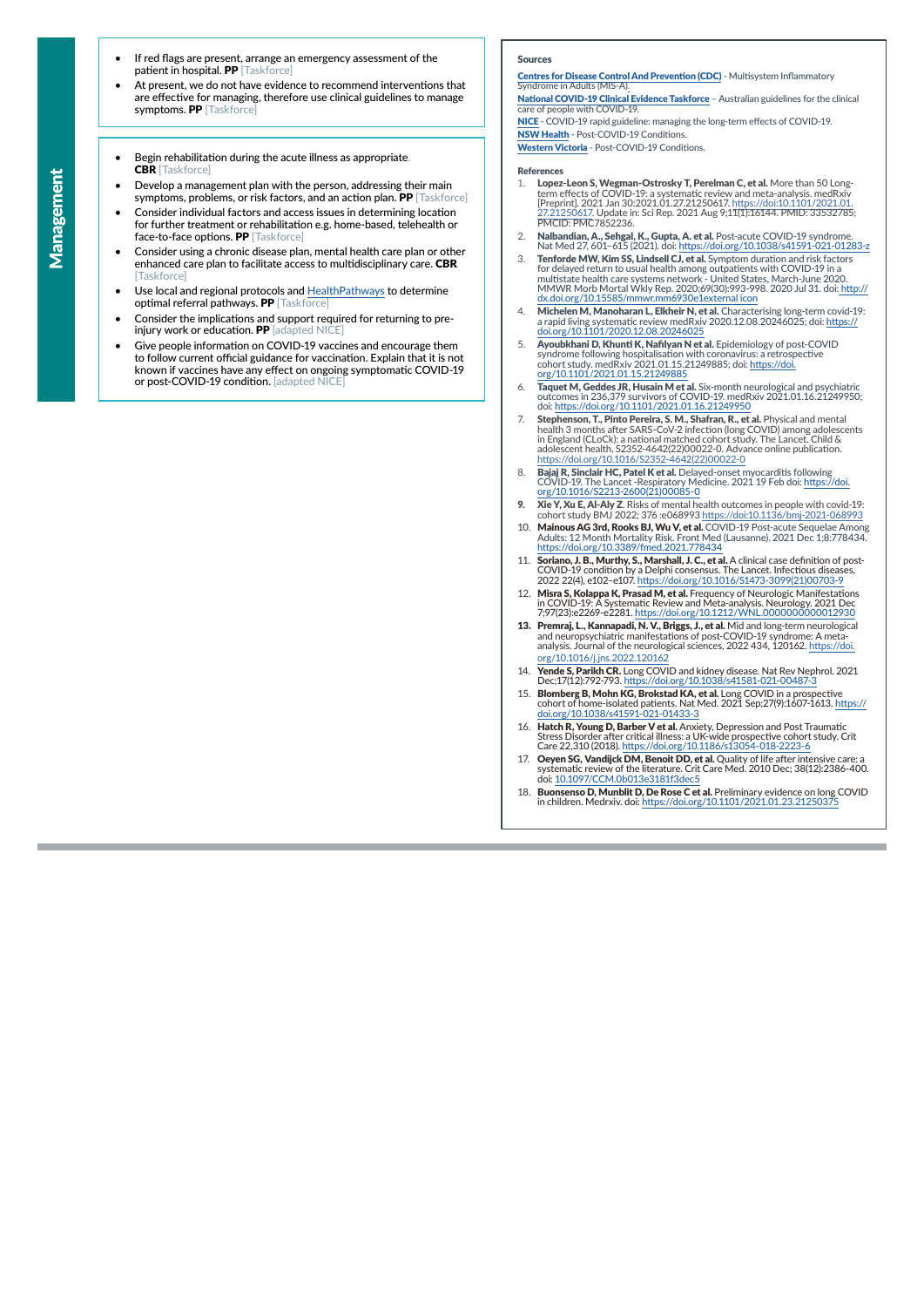## Management

- If red flags are present, arrange an emergency assessment of the patient in hospital. **PP** [Taskforce]
- At present, we do not have evidence to recommend interventions that are effective for managing, therefore use clinical guidelines to manage symptoms. **PP** [Taskforce]

- Begin rehabilitation during the acute illness as appropriate. **CBR** [Taskforce]
- Develop a management plan with the person, addressing their main symptoms, problems, or risk factors, and an action plan. **PP** [Taskforce]
- Consider individual factors and access issues in determining location for further treatment or rehabilitation e.g. home-based, telehealth or face-to-face options. **PP** [Taskforce]
- Consider using a chronic disease plan, mental health care plan or other enhanced care plan to facilitate access to multidisciplinary care. **CBR** [Taskforce]
- Use local and regional protocols and HealthPathways to determine optimal referral pathways. **PP** [Taskforce]
- Consider the implications and support required for returning to pre-injury work or education. **PP** [adapted NICE]
- Give people information on COVID-19 vaccines and encourage them to follow current official guidance for vaccination. Explain that it is not known if vaccines have any effect on ongoing symptomatic COVID-19 or post-COVID-19 condition. [adapted NICE]

### Sources

**Centres for Disease Control And Prevention (CDC)** - Multisystem Inflammatory Syndrome in Adults (MIS-A).

**National COVID-19 Clinical Evidence Taskforce** – Australian guidelines for the clinical care of people with COVID-19.

**NICE** - COVID-19 rapid guideline: managing the long-term effects of COVID-19.

**NSW Health** - Post-COVID-19 Conditions.

**Western Victoria** - Post-COVID-19 Conditions.

### References

1. **Lopez-Leon S, Wegman-Ostrosky T, Perelman C, et al.** More than 50 Long-term effects of COVID-19: a systematic review and meta-analysis. medRxiv [Preprint]. 2021 Jan 30:2021.01.27.21250617. https://doi:10.1101/2021.01.27.21250617. Update in: Sci Rep. 2021 Aug 9;11(1):16144. PMID: 33532785; PMCID: PMC7852236.
2. **Nalbandian, A., Sehgal, K., Gupta, A. et al.** Post-acute COVID-19 syndrome. Nat Med 27, 601–615 (2021). doi: https://doi.org/10.1038/s41591-021-01283-z
3. **Tenforde MW, Kim SS, Lindsell CJ, et al.** Symptom duration and risk factors for delayed return to usual health among outpatients with COVID-19 in a multistate health care systems network - United States, March-June 2020. MMWR Morb Mortal Wkly Rep. 2020;69(30):993-998. 2020 Jul 31. doi: http://dx.doi.org/10.15585/mmwr.mm6930e1external icon
4. **Michelen M, Manoharan L, Elkheir N, et al.** Characterising long-term covid-19: a rapid living systematic review medRxiv 2020.12.08.20246025; doi: https://doi.org/10.1101/2020.12.08.20246025
5. **Ayoubkhani D, Khunti K, Nafilyan N et al.** Epidemiology of post-COVID syndrome following hospitalisation with coronavirus: a retrospective cohort study. medRxiv 2021.01.15.21249885; doi: https://doi.org/10.1101/2021.01.15.21249885
6. **Taquet M, Geddes JR, Husain M et al.** Six-month neurological and psychiatric outcomes in 236,379 survivors of COVID-19. medRxiv 2021.01.16.21249950; doi: https://doi.org/10.1101/2021.01.16.21249950
7. **Stephenson, T., Pinto Pereira, S. M., Shafran, R., et al.** Physical and mental health 3 months after SARS-CoV-2 infection (long COVID) among adolescents in England (CLoCk): a national matched cohort study. The Lancet. Child & adolescent health, S2352-4642(22)00022-0. Advance online publication. https://doi.org/10.1016/S2352-4642(22)00022-0
8. **Bajaj R, Sinclair HC, Patel K et al.** Delayed-onset myocarditis following COVID-19. The Lancet -Respiratory Medicine. 2021 19 Feb doi: https://doi.org/10.1016/S2213-2600(21)00085-0
9. **Xie Y, Xu E, Al-Aly Z.** Risks of mental health outcomes in people with covid-19: cohort study BMJ 2022; 376 :e068993 https://doi:10.1136/bmj-2021-068993
10. **Mainous AG 3rd, Rooks BJ, Wu V, et al.** COVID-19 Post-acute Sequelae Among Adults: 12 Month Mortality Risk. Front Med (Lausanne). 2021 Dec 1;8:778434. https://doi.org/10.3389/fmed.2021.778434
11. **Soriano, J. B., Murthy, S., Marshall, J. C., et al.** A clinical case definition of post-COVID-19 condition by a Delphi consensus. The Lancet. Infectious diseases, 2022 22(4), e102–e107. https://doi.org/10.1016/S1473-3099(21)00703-9
12. **Misra S, Kolappa K, Prasad M, et al.** Frequency of Neurologic Manifestations in COVID-19: A Systematic Review and Meta-analysis. Neurology. 2021 Dec 7;97(23):e2269-e2281. https://doi.org/10.1212/WNL.0000000000012930
13. **Premraj, L., Kannapadi, N. V., Briggs, J., et al.** Mid and long-term neurological and neuropsychiatric manifestations of post-COVID-19 syndrome: A meta-analysis. Journal of the neurological sciences, 2022 434, 120162. https://doi.org/10.1016/j.jns.2022.120162
14. **Yende S, Parikh CR.** Long COVID and kidney disease. Nat Rev Nephrol. 2021 Dec;17(12):792-793. https://doi.org/10.1038/s41581-021-00487-3
15. **Blomberg B, Mohn KG, Brokstad KA, et al.** Long COVID in a prospective cohort of home-isolated patients. Nat Med. 2021 Sep;27(9):1607-1613. https://doi.org/10.1038/s41591-021-01433-3
16. **Hatch R, Young D, Barber V et al.** Anxiety, Depression and Post Traumatic Stress Disorder after critical illness: a UK-wide prospective cohort study. Crit Care 22,310 (2018). https://doi.org/10.1186/s13054-018-2223-6
17. **Oeyen SG, Vandijck DM, Benoit DD, et al.** Quality of life after intensive care: a systematic review of the literature. Crit Care Med. 2010 Dec; 38(12):2386-400. doi: 10.1097/CCM.0b013e3181f3dec5
18. **Buonsenso D, Munblit D, De Rose C et al.** Preliminary evidence on long COVID in children. Medrxiv. doi: https://doi.org/10.1101/2021.01.23.21250375